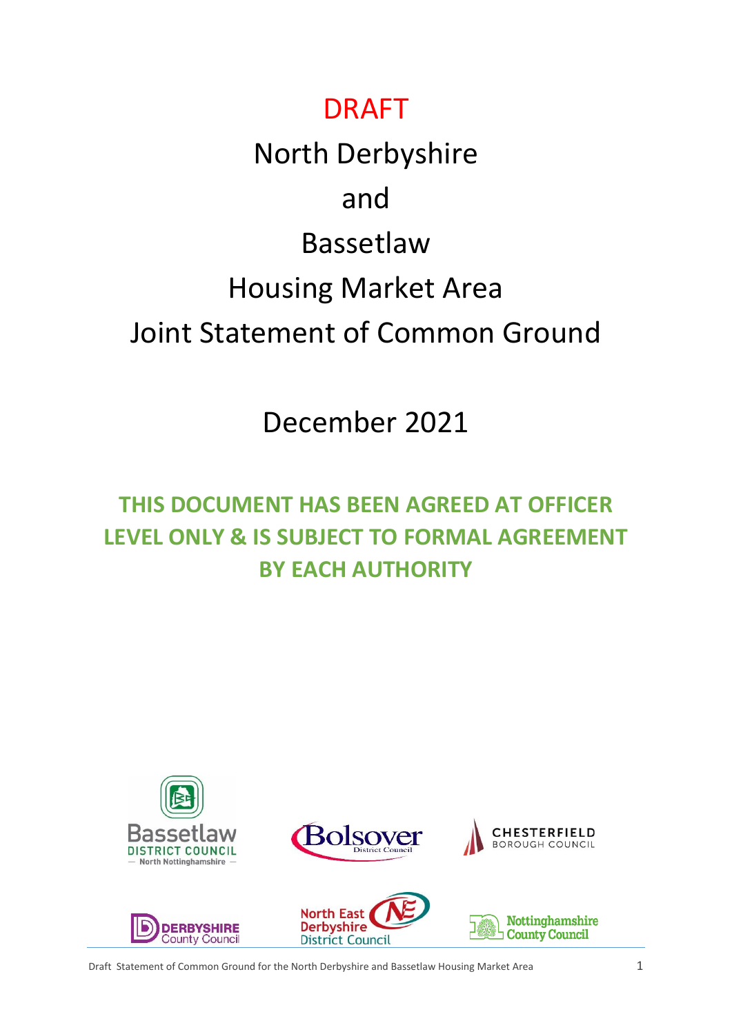# DRAFT

# North Derbyshire and Bassetlaw Housing Market Area Joint Statement of Common Ground

## December 2021

**THIS DOCUMENT HAS BEEN AGREED AT OFFICER LEVEL ONLY & IS SUBJECT TO FORMAL AGREEMENT BY EACH AUTHORITY**

Bassetlaw District Council — North Nottinghamshire —

Bolsover District Council

Chesterfield Borough Council

Derbyshire County Council

North East Derbyshire District Council

Nottinghamshire County Council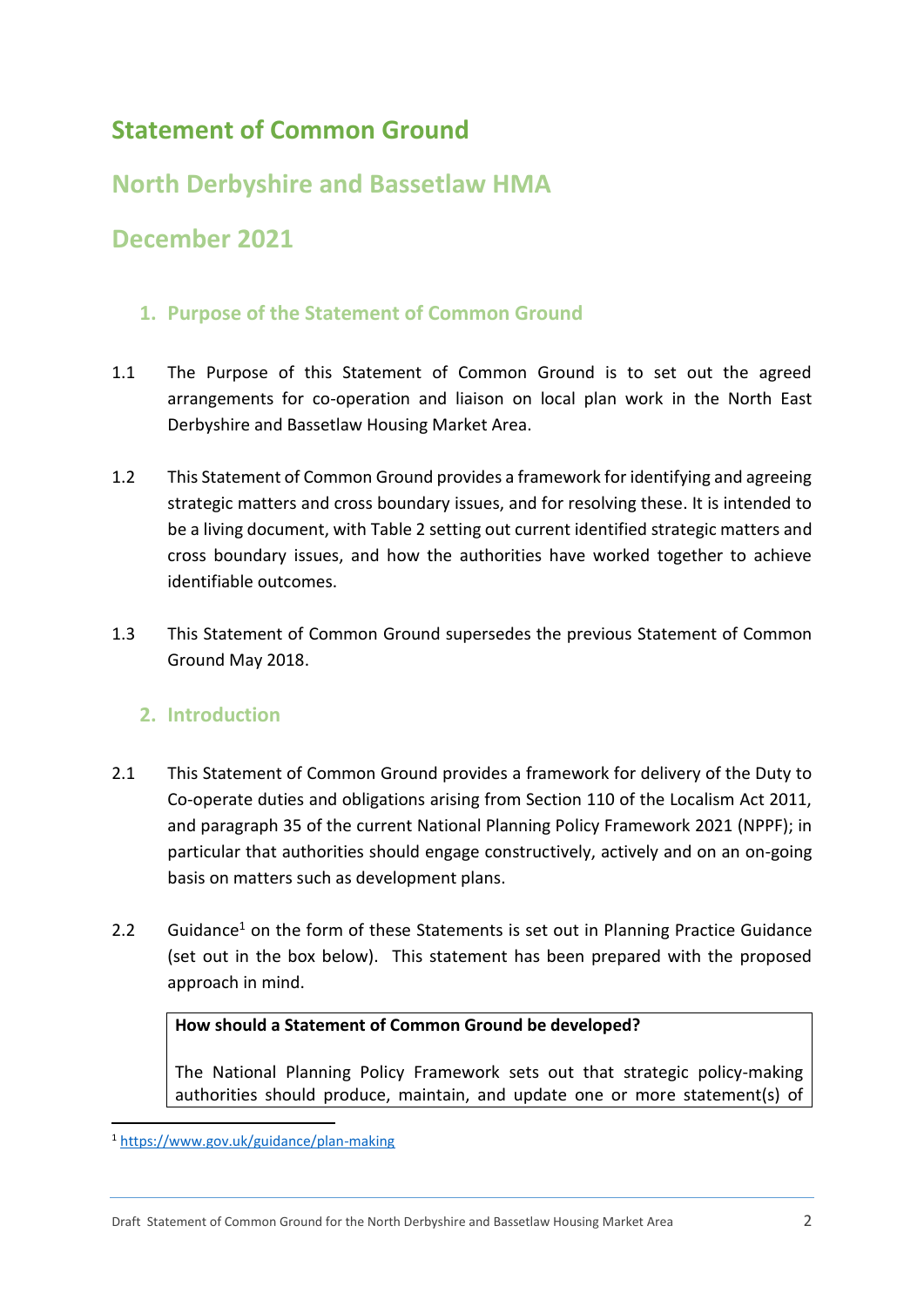# Statement of Common Ground

## North Derbyshire and Bassetlaw HMA

## December 2021

### 1. Purpose of the Statement of Common Ground

1.1 The Purpose of this Statement of Common Ground is to set out the agreed arrangements for co-operation and liaison on local plan work in the North East Derbyshire and Bassetlaw Housing Market Area.

1.2 This Statement of Common Ground provides a framework for identifying and agreeing strategic matters and cross boundary issues, and for resolving these. It is intended to be a living document, with Table 2 setting out current identified strategic matters and cross boundary issues, and how the authorities have worked together to achieve identifiable outcomes.

1.3 This Statement of Common Ground supersedes the previous Statement of Common Ground May 2018.

### 2. Introduction

2.1 This Statement of Common Ground provides a framework for delivery of the Duty to Co-operate duties and obligations arising from Section 110 of the Localism Act 2011, and paragraph 35 of the current National Planning Policy Framework 2021 (NPPF); in particular that authorities should engage constructively, actively and on an on-going basis on matters such as development plans.

2.2 Guidance[1] on the form of these Statements is set out in Planning Practice Guidance (set out in the box below). This statement has been prepared with the proposed approach in mind.

> **How should a Statement of Common Ground be developed?**
>
> The National Planning Policy Framework sets out that strategic policy-making authorities should produce, maintain, and update one or more statement(s) of

[1] https://www.gov.uk/guidance/plan-making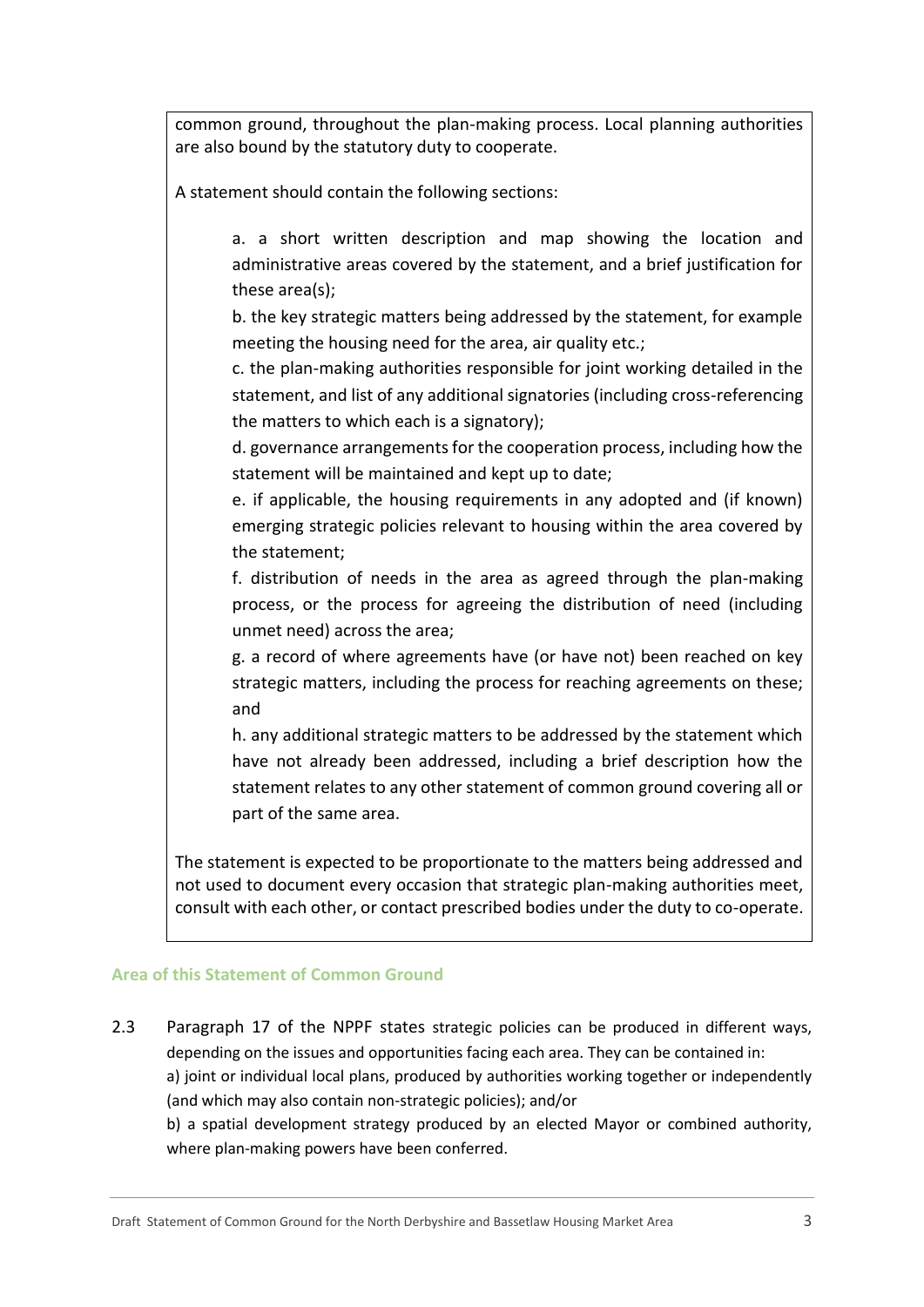common ground, throughout the plan-making process. Local planning authorities are also bound by the statutory duty to cooperate.

A statement should contain the following sections:

a. a short written description and map showing the location and administrative areas covered by the statement, and a brief justification for these area(s);

b. the key strategic matters being addressed by the statement, for example meeting the housing need for the area, air quality etc.;

c. the plan-making authorities responsible for joint working detailed in the statement, and list of any additional signatories (including cross-referencing the matters to which each is a signatory);

d. governance arrangements for the cooperation process, including how the statement will be maintained and kept up to date;

e. if applicable, the housing requirements in any adopted and (if known) emerging strategic policies relevant to housing within the area covered by the statement;

f. distribution of needs in the area as agreed through the plan-making process, or the process for agreeing the distribution of need (including unmet need) across the area;

g. a record of where agreements have (or have not) been reached on key strategic matters, including the process for reaching agreements on these; and

h. any additional strategic matters to be addressed by the statement which have not already been addressed, including a brief description how the statement relates to any other statement of common ground covering all or part of the same area.

The statement is expected to be proportionate to the matters being addressed and not used to document every occasion that strategic plan-making authorities meet, consult with each other, or contact prescribed bodies under the duty to co-operate.

### Area of this Statement of Common Ground

2.3 Paragraph 17 of the NPPF states strategic policies can be produced in different ways, depending on the issues and opportunities facing each area. They can be contained in:
a) joint or individual local plans, produced by authorities working together or independently (and which may also contain non-strategic policies); and/or
b) a spatial development strategy produced by an elected Mayor or combined authority, where plan-making powers have been conferred.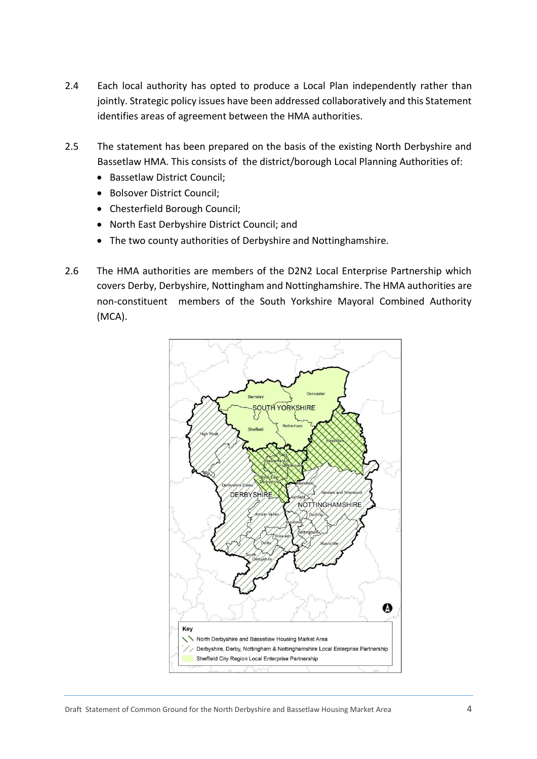2.4 Each local authority has opted to produce a Local Plan independently rather than jointly. Strategic policy issues have been addressed collaboratively and this Statement identifies areas of agreement between the HMA authorities.

2.5 The statement has been prepared on the basis of the existing North Derbyshire and Bassetlaw HMA. This consists of the district/borough Local Planning Authorities of:

- Bassetlaw District Council;
- Bolsover District Council;
- Chesterfield Borough Council;
- North East Derbyshire District Council; and
- The two county authorities of Derbyshire and Nottinghamshire.

2.6 The HMA authorities are members of the D2N2 Local Enterprise Partnership which covers Derby, Derbyshire, Nottingham and Nottinghamshire. The HMA authorities are non-constituent members of the South Yorkshire Mayoral Combined Authority (MCA).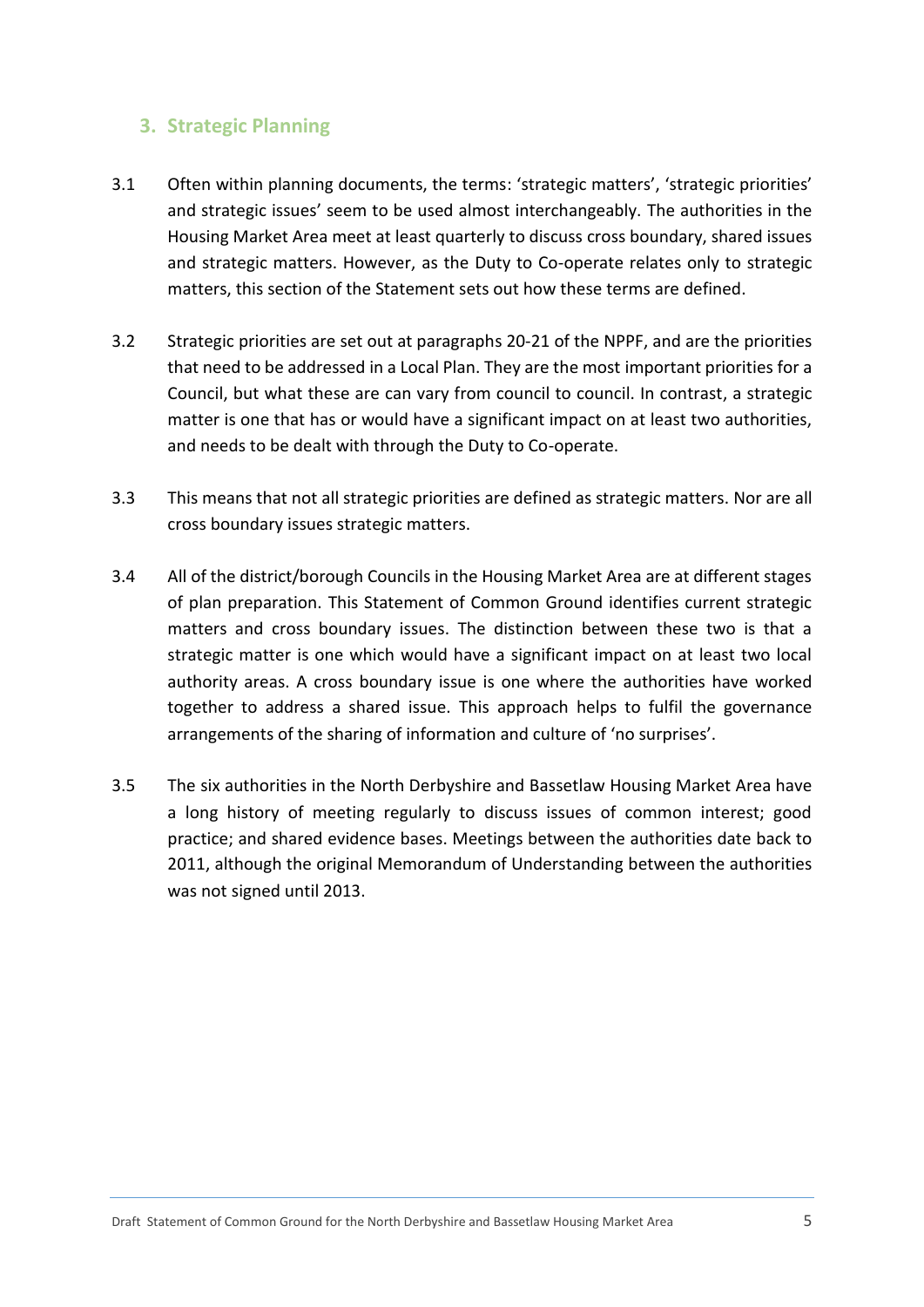## 3. Strategic Planning

3.1 Often within planning documents, the terms: 'strategic matters', 'strategic priorities' and strategic issues' seem to be used almost interchangeably. The authorities in the Housing Market Area meet at least quarterly to discuss cross boundary, shared issues and strategic matters. However, as the Duty to Co-operate relates only to strategic matters, this section of the Statement sets out how these terms are defined.

3.2 Strategic priorities are set out at paragraphs 20-21 of the NPPF, and are the priorities that need to be addressed in a Local Plan. They are the most important priorities for a Council, but what these are can vary from council to council. In contrast, a strategic matter is one that has or would have a significant impact on at least two authorities, and needs to be dealt with through the Duty to Co-operate.

3.3 This means that not all strategic priorities are defined as strategic matters. Nor are all cross boundary issues strategic matters.

3.4 All of the district/borough Councils in the Housing Market Area are at different stages of plan preparation. This Statement of Common Ground identifies current strategic matters and cross boundary issues. The distinction between these two is that a strategic matter is one which would have a significant impact on at least two local authority areas. A cross boundary issue is one where the authorities have worked together to address a shared issue. This approach helps to fulfil the governance arrangements of the sharing of information and culture of 'no surprises'.

3.5 The six authorities in the North Derbyshire and Bassetlaw Housing Market Area have a long history of meeting regularly to discuss issues of common interest; good practice; and shared evidence bases. Meetings between the authorities date back to 2011, although the original Memorandum of Understanding between the authorities was not signed until 2013.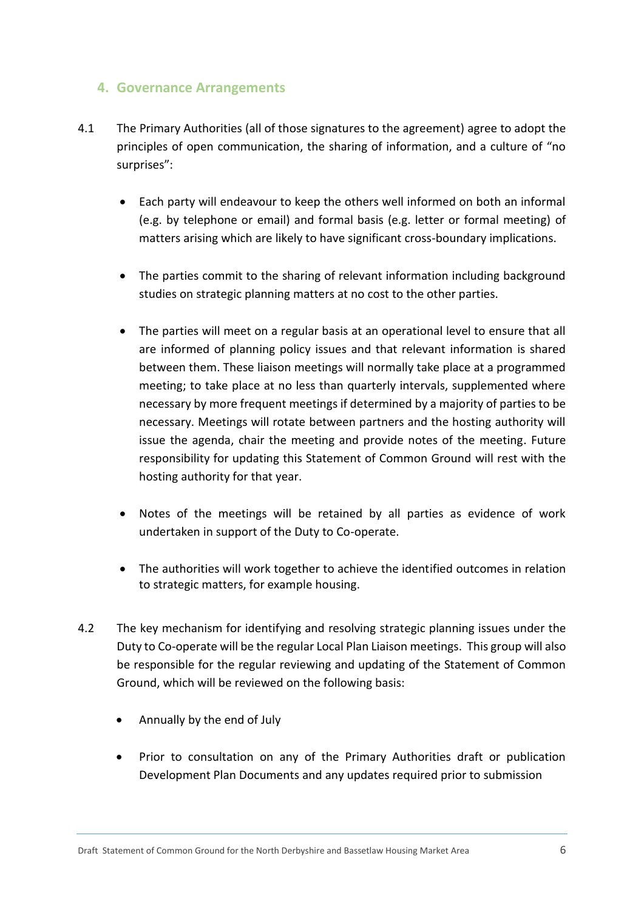## 4. Governance Arrangements

4.1 The Primary Authorities (all of those signatures to the agreement) agree to adopt the principles of open communication, the sharing of information, and a culture of "no surprises":

- Each party will endeavour to keep the others well informed on both an informal (e.g. by telephone or email) and formal basis (e.g. letter or formal meeting) of matters arising which are likely to have significant cross-boundary implications.
- The parties commit to the sharing of relevant information including background studies on strategic planning matters at no cost to the other parties.
- The parties will meet on a regular basis at an operational level to ensure that all are informed of planning policy issues and that relevant information is shared between them. These liaison meetings will normally take place at a programmed meeting; to take place at no less than quarterly intervals, supplemented where necessary by more frequent meetings if determined by a majority of parties to be necessary. Meetings will rotate between partners and the hosting authority will issue the agenda, chair the meeting and provide notes of the meeting. Future responsibility for updating this Statement of Common Ground will rest with the hosting authority for that year.
- Notes of the meetings will be retained by all parties as evidence of work undertaken in support of the Duty to Co-operate.
- The authorities will work together to achieve the identified outcomes in relation to strategic matters, for example housing.

4.2 The key mechanism for identifying and resolving strategic planning issues under the Duty to Co-operate will be the regular Local Plan Liaison meetings. This group will also be responsible for the regular reviewing and updating of the Statement of Common Ground, which will be reviewed on the following basis:

- Annually by the end of July
- Prior to consultation on any of the Primary Authorities draft or publication Development Plan Documents and any updates required prior to submission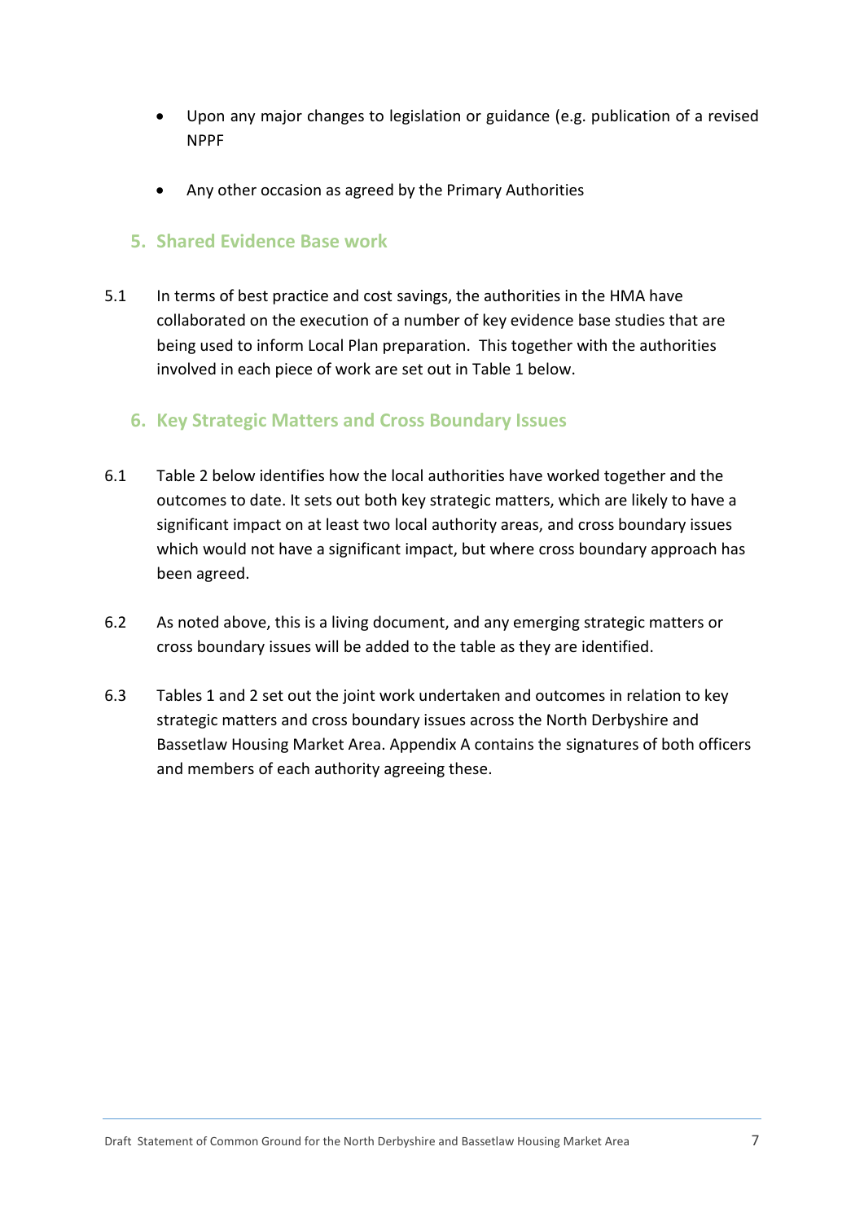- Upon any major changes to legislation or guidance (e.g. publication of a revised NPPF
- Any other occasion as agreed by the Primary Authorities

## 5. Shared Evidence Base work

5.1 In terms of best practice and cost savings, the authorities in the HMA have collaborated on the execution of a number of key evidence base studies that are being used to inform Local Plan preparation. This together with the authorities involved in each piece of work are set out in Table 1 below.

## 6. Key Strategic Matters and Cross Boundary Issues

6.1 Table 2 below identifies how the local authorities have worked together and the outcomes to date. It sets out both key strategic matters, which are likely to have a significant impact on at least two local authority areas, and cross boundary issues which would not have a significant impact, but where cross boundary approach has been agreed.

6.2 As noted above, this is a living document, and any emerging strategic matters or cross boundary issues will be added to the table as they are identified.

6.3 Tables 1 and 2 set out the joint work undertaken and outcomes in relation to key strategic matters and cross boundary issues across the North Derbyshire and Bassetlaw Housing Market Area. Appendix A contains the signatures of both officers and members of each authority agreeing these.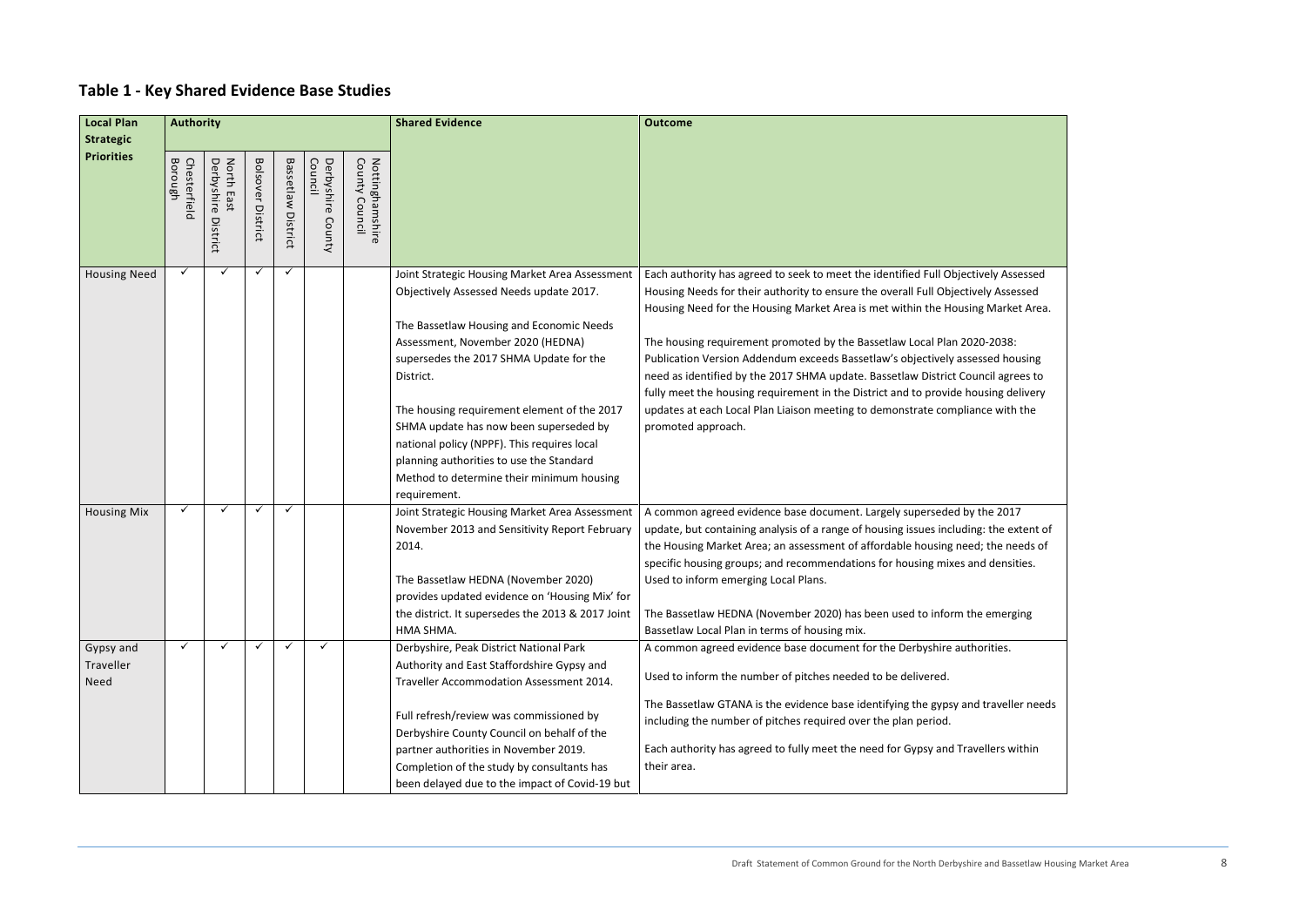## Table 1 - Key Shared Evidence Base Studies

| Local Plan Strategic Priorities | Authority | | | | | | Shared Evidence | Outcome |
|---|---|---|---|---|---|---|---|---|
| | Chesterfield Borough | North East Derbyshire District | Bolsover District | Bassetlaw District | Derbyshire County Council | Nottinghamshire County Council | | |
| Housing Need | ✓ | ✓ | ✓ | ✓ | | | Joint Strategic Housing Market Area Assessment Objectively Assessed Needs update 2017.<br><br>The Bassetlaw Housing and Economic Needs Assessment, November 2020 (HEDNA) supersedes the 2017 SHMA Update for the District.<br><br>The housing requirement element of the 2017 SHMA update has now been superseded by national policy (NPPF). This requires local planning authorities to use the Standard Method to determine their minimum housing requirement. | Each authority has agreed to seek to meet the identified Full Objectively Assessed Housing Needs for their authority to ensure the overall Full Objectively Assessed Housing Need for the Housing Market Area is met within the Housing Market Area.<br><br>The housing requirement promoted by the Bassetlaw Local Plan 2020-2038: Publication Version Addendum exceeds Bassetlaw's objectively assessed housing need as identified by the 2017 SHMA update. Bassetlaw District Council agrees to fully meet the housing requirement in the District and to provide housing delivery updates at each Local Plan Liaison meeting to demonstrate compliance with the promoted approach. |
| Housing Mix | ✓ | ✓ | ✓ | ✓ | | | Joint Strategic Housing Market Area Assessment November 2013 and Sensitivity Report February 2014.<br><br>The Bassetlaw HEDNA (November 2020) provides updated evidence on 'Housing Mix' for the district. It supersedes the 2013 & 2017 Joint HMA SHMA. | A common agreed evidence base document. Largely superseded by the 2017 update, but containing analysis of a range of housing issues including: the extent of the Housing Market Area; an assessment of affordable housing need; the needs of specific housing groups; and recommendations for housing mixes and densities. Used to inform emerging Local Plans.<br><br>The Bassetlaw HEDNA (November 2020) has been used to inform the emerging Bassetlaw Local Plan in terms of housing mix. |
| Gypsy and Traveller Need | ✓ | ✓ | ✓ | ✓ | ✓ | | Derbyshire, Peak District National Park Authority and East Staffordshire Gypsy and Traveller Accommodation Assessment 2014.<br><br>Full refresh/review was commissioned by Derbyshire County Council on behalf of the partner authorities in November 2019. Completion of the study by consultants has been delayed due to the impact of Covid-19 but | A common agreed evidence base document for the Derbyshire authorities.<br><br>Used to inform the number of pitches needed to be delivered.<br><br>The Bassetlaw GTANA is the evidence base identifying the gypsy and traveller needs including the number of pitches required over the plan period.<br><br>Each authority has agreed to fully meet the need for Gypsy and Travellers within their area. |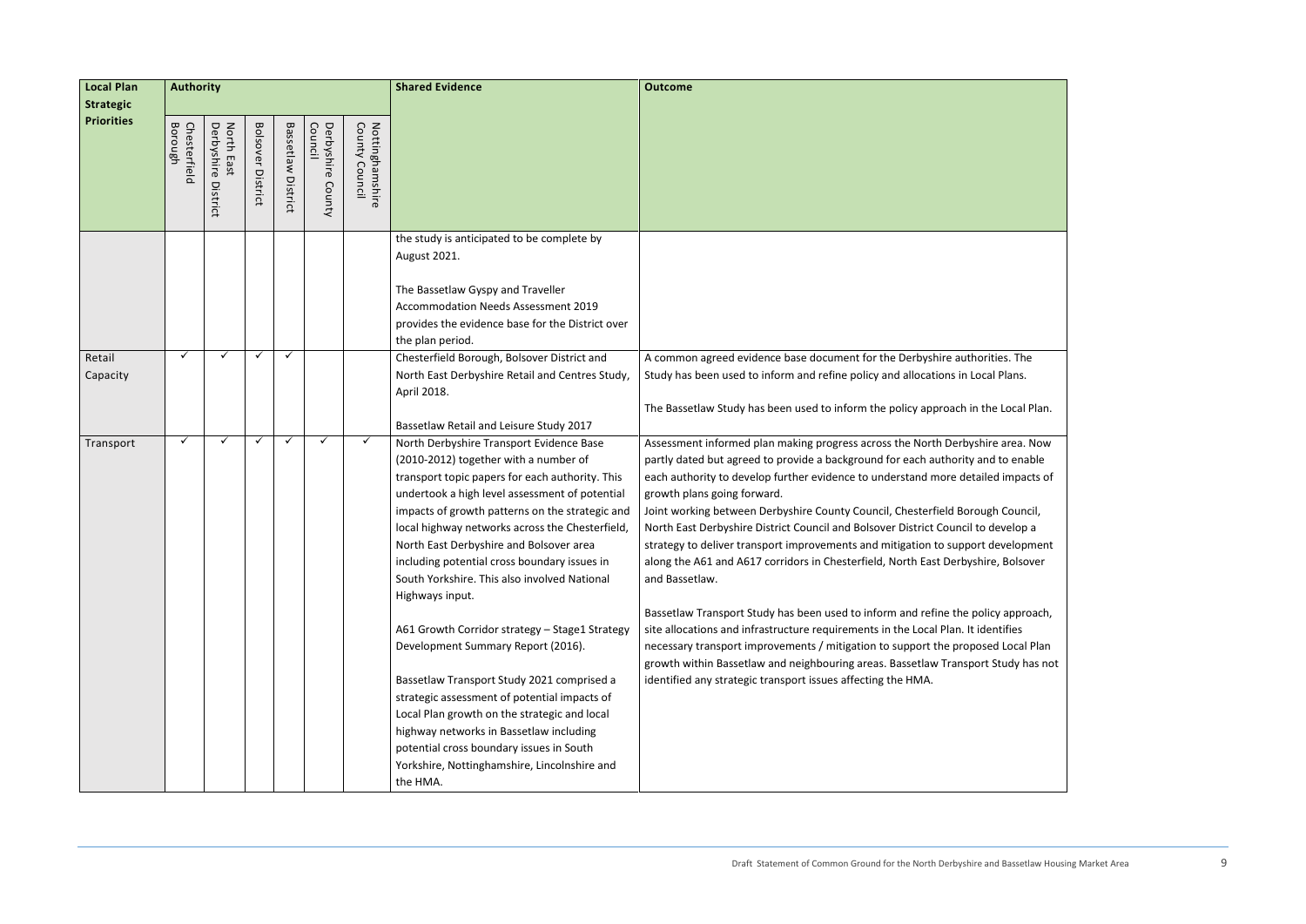| Local Plan Strategic Priorities | Authority | | | | | | Shared Evidence | Outcome |
|---|---|---|---|---|---|---|---|---|
| | Chesterfield Borough | North East Derbyshire District | Bolsover District | Bassetlaw District | Derbyshire County Council | Nottinghamshire County Council | | |
| | | | | | | | the study is anticipated to be complete by August 2021.<br><br>The Bassetlaw Gyspy and Traveller Accommodation Needs Assessment 2019 provides the evidence base for the District over the plan period. | |
| Retail Capacity | ✓ | ✓ | ✓ | ✓ | | | Chesterfield Borough, Bolsover District and North East Derbyshire Retail and Centres Study, April 2018.<br><br>Bassetlaw Retail and Leisure Study 2017 | A common agreed evidence base document for the Derbyshire authorities. The Study has been used to inform and refine policy and allocations in Local Plans.<br><br>The Bassetlaw Study has been used to inform the policy approach in the Local Plan. |
| Transport | ✓ | ✓ | ✓ | ✓ | ✓ | ✓ | North Derbyshire Transport Evidence Base (2010-2012) together with a number of transport topic papers for each authority. This undertook a high level assessment of potential impacts of growth patterns on the strategic and local highway networks across the Chesterfield, North East Derbyshire and Bolsover area including potential cross boundary issues in South Yorkshire. This also involved National Highways input.<br><br>A61 Growth Corridor strategy – Stage1 Strategy Development Summary Report (2016).<br><br>Bassetlaw Transport Study 2021 comprised a strategic assessment of potential impacts of Local Plan growth on the strategic and local highway networks in Bassetlaw including potential cross boundary issues in South Yorkshire, Nottinghamshire, Lincolnshire and the HMA. | Assessment informed plan making progress across the North Derbyshire area. Now partly dated but agreed to provide a background for each authority and to enable each authority to develop further evidence to understand more detailed impacts of growth plans going forward.<br>Joint working between Derbyshire County Council, Chesterfield Borough Council, North East Derbyshire District Council and Bolsover District Council to develop a strategy to deliver transport improvements and mitigation to support development along the A61 and A617 corridors in Chesterfield, North East Derbyshire, Bolsover and Bassetlaw.<br><br>Bassetlaw Transport Study has been used to inform and refine the policy approach, site allocations and infrastructure requirements in the Local Plan. It identifies necessary transport improvements / mitigation to support the proposed Local Plan growth within Bassetlaw and neighbouring areas. Bassetlaw Transport Study has not identified any strategic transport issues affecting the HMA. |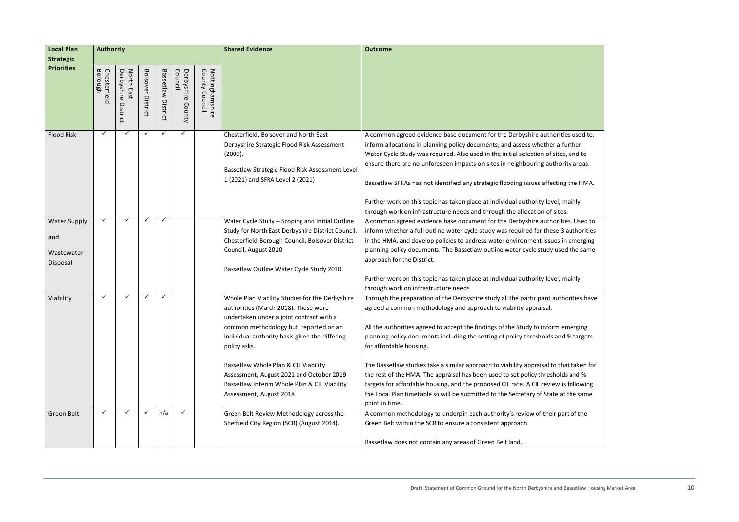| Local Plan Strategic Priorities | Authority | | | | | | Shared Evidence | Outcome |
|---|---|---|---|---|---|---|---|---|
| | Chesterfield Borough | North East Derbyshire District | Bolsover District | Bassetlaw District | Derbyshire County Council | Nottinghamshire County Council | | |
| Flood Risk | ✓ | ✓ | ✓ | ✓ | ✓ | | Chesterfield, Bolsover and North East Derbyshire Strategic Flood Risk Assessment (2009).<br><br>Bassetlaw Strategic Flood Risk Assessment Level 1 (2021) and SFRA Level 2 (2021) | A common agreed evidence base document for the Derbyshire authorities used to: inform allocations in planning policy documents; and assess whether a further Water Cycle Study was required. Also used in the initial selection of sites, and to ensure there are no unforeseen impacts on sites in neighbouring authority areas.<br><br>Bassetlaw SFRAs has not identified any strategic flooding issues affecting the HMA.<br><br>Further work on this topic has taken place at individual authority level, mainly through work on infrastructure needs and through the allocation of sites. |
| Water Supply and Wastewater Disposal | ✓ | ✓ | ✓ | ✓ | | | Water Cycle Study – Scoping and Initial Outline Study for North East Derbyshire District Council, Chesterfield Borough Council, Bolsover District Council, August 2010<br><br>Bassetlaw Outline Water Cycle Study 2010 | A common agreed evidence base document for the Derbyshire authorities. Used to inform whether a full outline water cycle study was required for these 3 authorities in the HMA, and develop policies to address water environment issues in emerging planning policy documents. The Bassetlaw outline water cycle study used the same approach for the District.<br><br>Further work on this topic has taken place at individual authority level, mainly through work on infrastructure needs. |
| Viability | ✓ | ✓ | ✓ | ✓ | | | Whole Plan Viability Studies for the Derbyshire authorities (March 2018). These were undertaken under a joint contract with a common methodology but reported on an individual authority basis given the differing policy asks.<br><br>Bassetlaw Whole Plan & CIL Viability Assessment, August 2021 and October 2019 Bassetlaw Interim Whole Plan & CIL Viability Assessment, August 2018 | Through the preparation of the Derbyshire study all the participant authorities have agreed a common methodology and approach to viability appraisal.<br><br>All the authorities agreed to accept the findings of the Study to inform emerging planning policy documents including the setting of policy thresholds and % targets for affordable housing.<br><br>The Bassetlaw studies take a similar approach to viability appraisal to that taken for the rest of the HMA. The appraisal has been used to set policy thresholds and % targets for affordable housing, and the proposed CIL rate. A CIL review is following the Local Plan timetable so will be submitted to the Secretary of State at the same point in time. |
| Green Belt | ✓ | ✓ | ✓ | n/a | ✓ | | Green Belt Review Methodology across the Sheffield City Region (SCR) (August 2014). | A common methodology to underpin each authority's review of their part of the Green Belt within the SCR to ensure a consistent approach.<br><br>Bassetlaw does not contain any areas of Green Belt land. |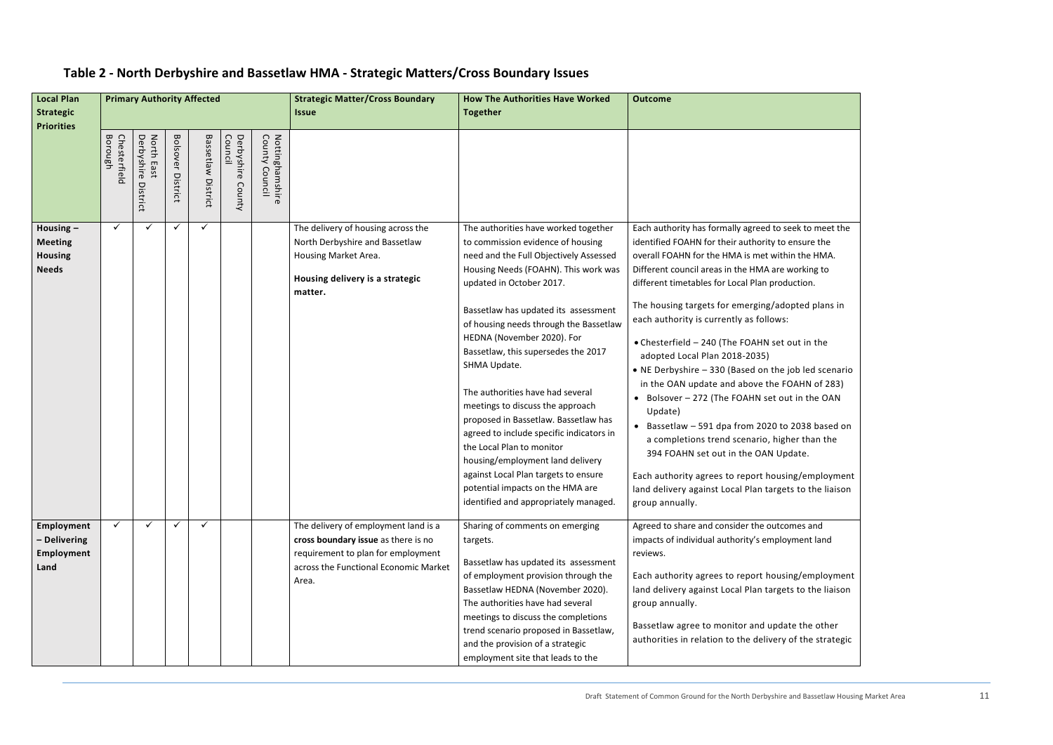## Table 2 - North Derbyshire and Bassetlaw HMA - Strategic Matters/Cross Boundary Issues

| Local Plan Strategic Priorities | Primary Authority Affected | | | | | | Strategic Matter/Cross Boundary Issue | How The Authorities Have Worked Together | Outcome |
|---|---|---|---|---|---|---|---|---|---|
| | Chesterfield Borough | North East Derbyshire District | Bolsover District | Bassetlaw District | Derbyshire County Council | Nottinghamshire County Council | | | |
| **Housing – Meeting Housing Needs** | ✓ | ✓ | ✓ | ✓ | | | The delivery of housing across the North Derbyshire and Bassetlaw Housing Market Area.<br><br>**Housing delivery is a strategic matter.** | The authorities have worked together to commission evidence of housing need and the Full Objectively Assessed Housing Needs (FOAHN). This work was updated in October 2017.<br><br>Bassetlaw has updated its assessment of housing needs through the Bassetlaw HEDNA (November 2020). For Bassetlaw, this supersedes the 2017 SHMA Update.<br><br>The authorities have had several meetings to discuss the approach proposed in Bassetlaw. Bassetlaw has agreed to include specific indicators in the Local Plan to monitor housing/employment land delivery against Local Plan targets to ensure potential impacts on the HMA are identified and appropriately managed. | Each authority has formally agreed to seek to meet the identified FOAHN for their authority to ensure the overall FOAHN for the HMA is met within the HMA. Different council areas in the HMA are working to different timetables for Local Plan production.<br><br>The housing targets for emerging/adopted plans in each authority is currently as follows:<br><br>• Chesterfield – 240 (The FOAHN set out in the adopted Local Plan 2018-2035)<br>• NE Derbyshire – 330 (Based on the job led scenario in the OAN update and above the FOAHN of 283)<br>• Bolsover – 272 (The FOAHN set out in the OAN Update)<br>• Bassetlaw – 591 dpa from 2020 to 2038 based on a completions trend scenario, higher than the 394 FOAHN set out in the OAN Update.<br><br>Each authority agrees to report housing/employment land delivery against Local Plan targets to the liaison group annually. |
| **Employment – Delivering Employment Land** | ✓ | ✓ | ✓ | ✓ | | | The delivery of employment land is a **cross boundary issue** as there is no requirement to plan for employment across the Functional Economic Market Area. | Sharing of comments on emerging targets.<br><br>Bassetlaw has updated its assessment of employment provision through the Bassetlaw HEDNA (November 2020). The authorities have had several meetings to discuss the completions trend scenario proposed in Bassetlaw, and the provision of a strategic employment site that leads to the | Agreed to share and consider the outcomes and impacts of individual authority's employment land reviews.<br><br>Each authority agrees to report housing/employment land delivery against Local Plan targets to the liaison group annually.<br><br>Bassetlaw agree to monitor and update the other authorities in relation to the delivery of the strategic |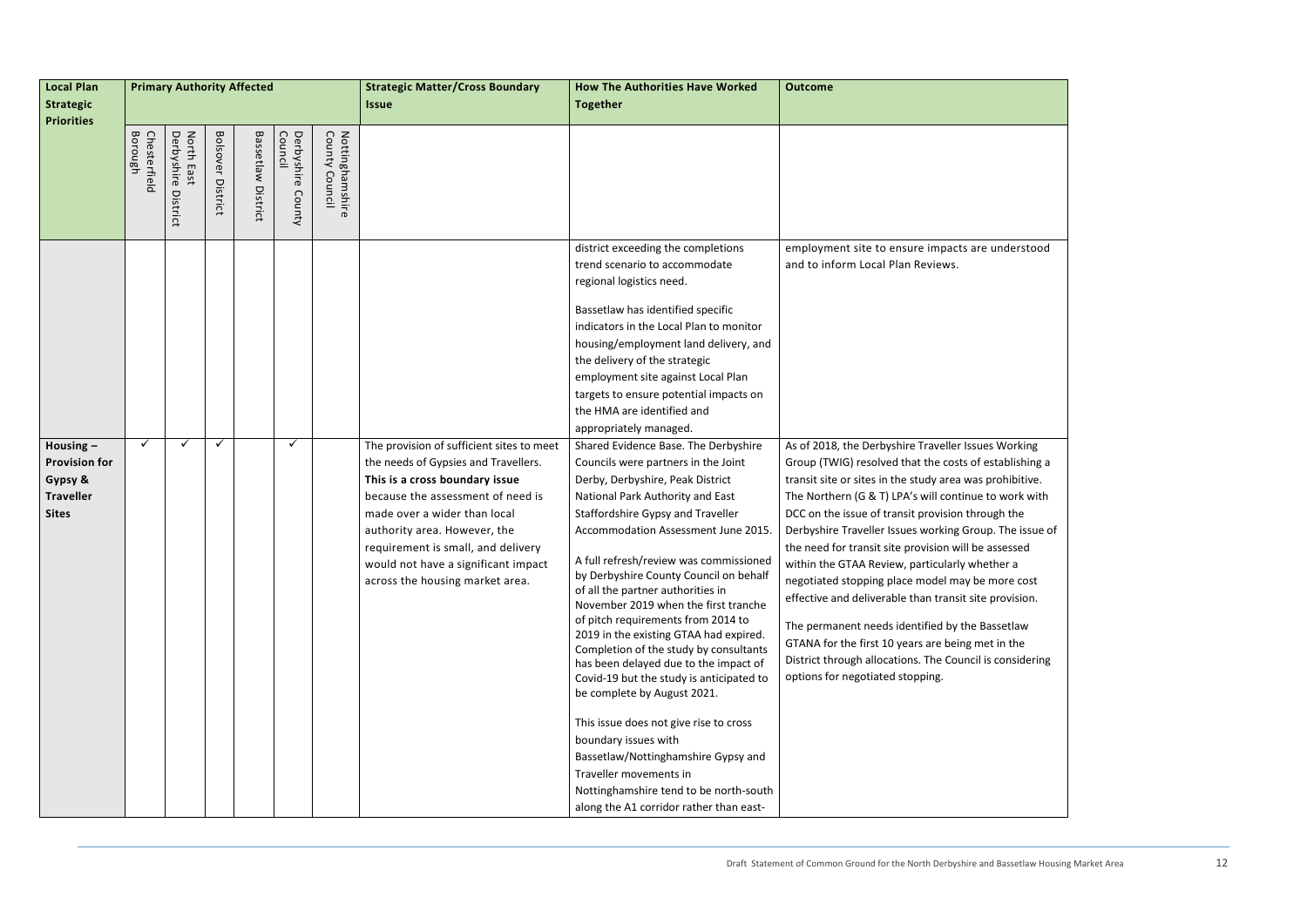| Local Plan Strategic Priorities | Primary Authority Affected | | | | | | Strategic Matter/Cross Boundary Issue | How The Authorities Have Worked Together | Outcome |
|---|---|---|---|---|---|---|---|---|---|
| | Chesterfield Borough | North East Derbyshire District | Bolsover District | Bassetlaw District | Derbyshire County Council | Nottinghamshire County Council | | | |
| | | | | | | | | district exceeding the completions trend scenario to accommodate regional logistics need.<br><br>Bassetlaw has identified specific indicators in the Local Plan to monitor housing/employment land delivery, and the delivery of the strategic employment site against Local Plan targets to ensure potential impacts on the HMA are identified and appropriately managed. | employment site to ensure impacts are understood and to inform Local Plan Reviews. |
| **Housing – Provision for Gypsy & Traveller Sites** | ✓ | ✓ | ✓ | | ✓ | | The provision of sufficient sites to meet the needs of Gypsies and Travellers. **This is a cross boundary issue** because the assessment of need is made over a wider than local authority area. However, the requirement is small, and delivery would not have a significant impact across the housing market area. | Shared Evidence Base. The Derbyshire Councils were partners in the Joint Derby, Derbyshire, Peak District National Park Authority and East Staffordshire Gypsy and Traveller Accommodation Assessment June 2015.<br><br>A full refresh/review was commissioned by Derbyshire County Council on behalf of all the partner authorities in November 2019 when the first tranche of pitch requirements from 2014 to 2019 in the existing GTAA had expired. Completion of the study by consultants has been delayed due to the impact of Covid-19 but the study is anticipated to be complete by August 2021.<br><br>This issue does not give rise to cross boundary issues with Bassetlaw/Nottinghamshire Gypsy and Traveller movements in Nottinghamshire tend to be north-south along the A1 corridor rather than east- | As of 2018, the Derbyshire Traveller Issues Working Group (TWIG) resolved that the costs of establishing a transit site or sites in the study area was prohibitive. The Northern (G & T) LPA's will continue to work with DCC on the issue of transit provision through the Derbyshire Traveller Issues working Group. The issue of the need for transit site provision will be assessed within the GTAA Review, particularly whether a negotiated stopping place model may be more cost effective and deliverable than transit site provision.<br><br>The permanent needs identified by the Bassetlaw GTANA for the first 10 years are being met in the District through allocations. The Council is considering options for negotiated stopping. |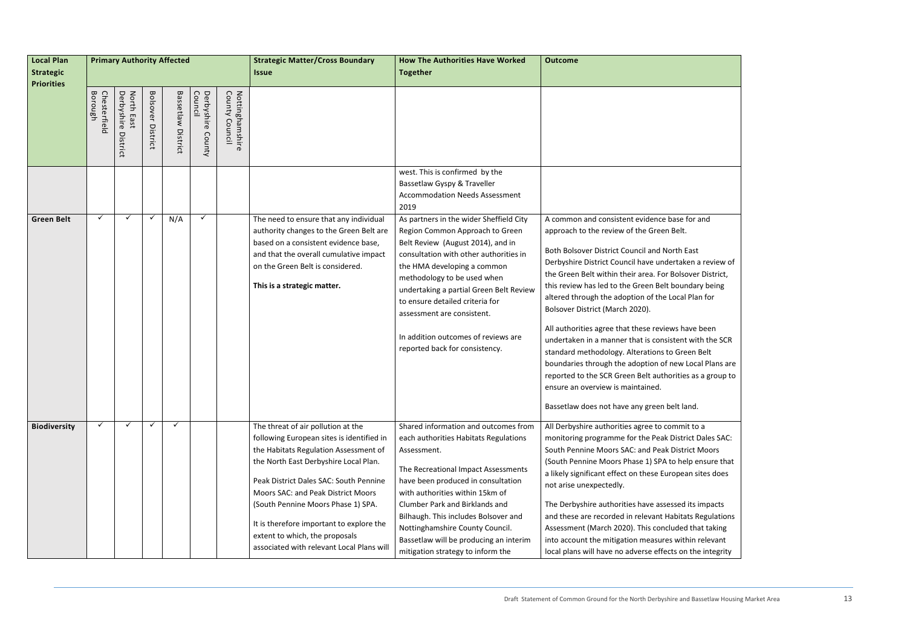| Local Plan Strategic Priorities | Primary Authority Affected | | | | | | Strategic Matter/Cross Boundary Issue | How The Authorities Have Worked Together | Outcome |
|---|---|---|---|---|---|---|---|---|---|
| | Chesterfield Borough | North East Derbyshire District | Bolsover District | Bassetlaw District | Derbyshire County Council | Nottinghamshire County Council | | | |
| | | | | | | | | west. This is confirmed by the Bassetlaw Gyspy & Traveller Accommodation Needs Assessment 2019 | |
| **Green Belt** | ✓ | ✓ | ✓ | N/A | ✓ | | The need to ensure that any individual authority changes to the Green Belt are based on a consistent evidence base, and that the overall cumulative impact on the Green Belt is considered.<br><br>**This is a strategic matter.** | As partners in the wider Sheffield City Region Common Approach to Green Belt Review (August 2014), and in consultation with other authorities in the HMA developing a common methodology to be used when undertaking a partial Green Belt Review to ensure detailed criteria for assessment are consistent.<br><br>In addition outcomes of reviews are reported back for consistency. | A common and consistent evidence base for and approach to the review of the Green Belt.<br><br>Both Bolsover District Council and North East Derbyshire District Council have undertaken a review of the Green Belt within their area. For Bolsover District, this review has led to the Green Belt boundary being altered through the adoption of the Local Plan for Bolsover District (March 2020).<br><br>All authorities agree that these reviews have been undertaken in a manner that is consistent with the SCR standard methodology. Alterations to Green Belt boundaries through the adoption of new Local Plans are reported to the SCR Green Belt authorities as a group to ensure an overview is maintained.<br><br>Bassetlaw does not have any green belt land. |
| **Biodiversity** | ✓ | ✓ | ✓ | ✓ | | | The threat of air pollution at the following European sites is identified in the Habitats Regulation Assessment of the North East Derbyshire Local Plan.<br><br>Peak District Dales SAC: South Pennine Moors SAC: and Peak District Moors (South Pennine Moors Phase 1) SPA.<br><br>It is therefore important to explore the extent to which, the proposals associated with relevant Local Plans will | Shared information and outcomes from each authorities Habitats Regulations Assessment.<br><br>The Recreational Impact Assessments have been produced in consultation with authorities within 15km of Clumber Park and Birklands and Bilhaugh. This includes Bolsover and Nottinghamshire County Council. Bassetlaw will be producing an interim mitigation strategy to inform the | All Derbyshire authorities agree to commit to a monitoring programme for the Peak District Dales SAC: South Pennine Moors SAC: and Peak District Moors (South Pennine Moors Phase 1) SPA to help ensure that a likely significant effect on these European sites does not arise unexpectedly.<br><br>The Derbyshire authorities have assessed its impacts and these are recorded in relevant Habitats Regulations Assessment (March 2020). This concluded that taking into account the mitigation measures within relevant local plans will have no adverse effects on the integrity |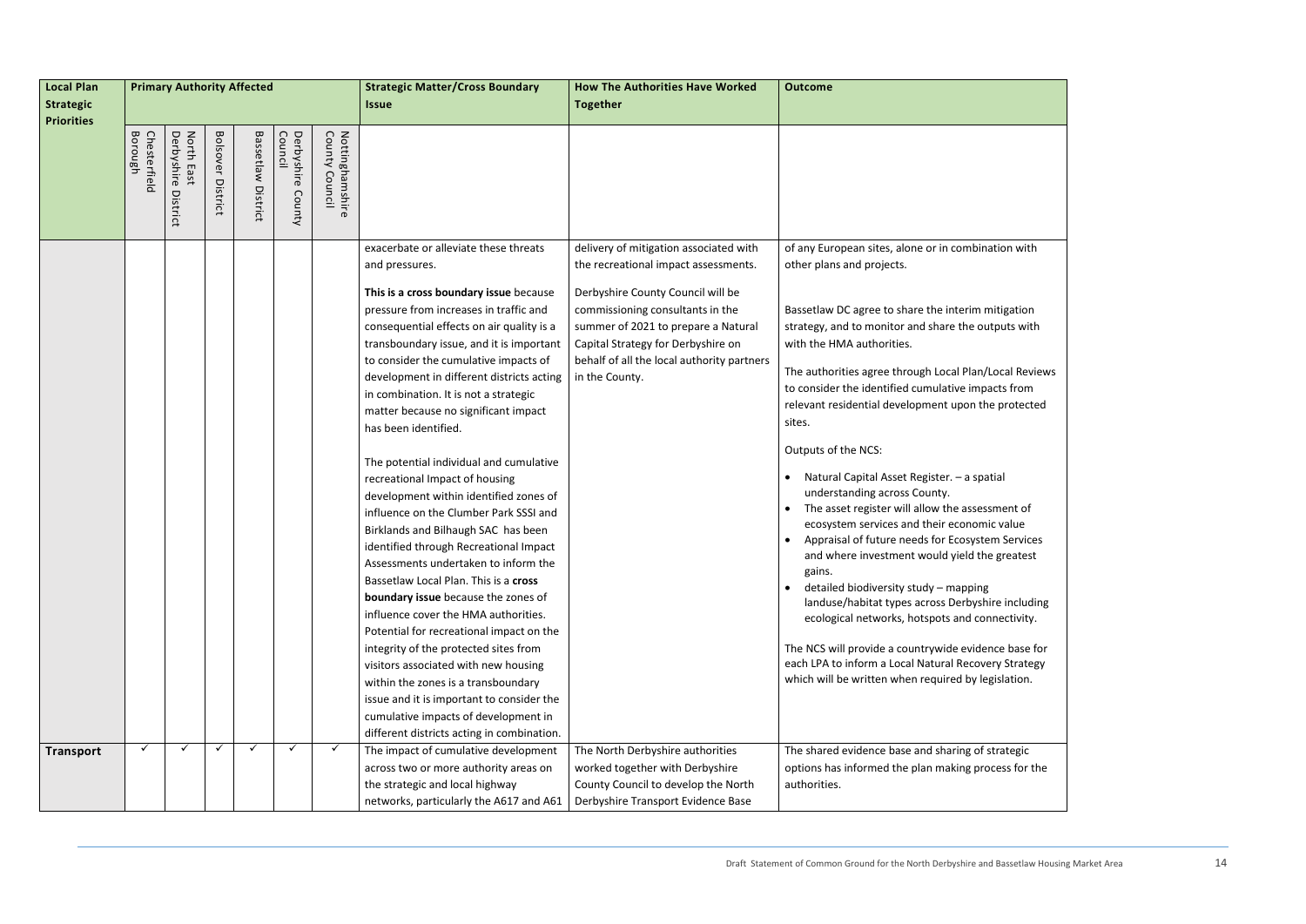| Local Plan Strategic Priorities | Primary Authority Affected | | | | | | Strategic Matter/Cross Boundary Issue | How The Authorities Have Worked Together | Outcome |
|---|---|---|---|---|---|---|---|---|---|
| | Chesterfield Borough | North East Derbyshire District | Bolsover District | Bassetlaw District | Derbyshire County Council | Nottinghamshire County Council | | | |
| | | | | | | | exacerbate or alleviate these threats and pressures.<br><br>**This is a cross boundary issue** because pressure from increases in traffic and consequential effects on air quality is a transboundary issue, and it is important to consider the cumulative impacts of development in different districts acting in combination. It is not a strategic matter because no significant impact has been identified.<br><br>The potential individual and cumulative recreational Impact of housing development within identified zones of influence on the Clumber Park SSSI and Birklands and Bilhaugh SAC has been identified through Recreational Impact Assessments undertaken to inform the Bassetlaw Local Plan. This is a **cross boundary issue** because the zones of influence cover the HMA authorities. Potential for recreational impact on the integrity of the protected sites from visitors associated with new housing within the zones is a transboundary issue and it is important to consider the cumulative impacts of development in different districts acting in combination. | delivery of mitigation associated with the recreational impact assessments.<br><br>Derbyshire County Council will be commissioning consultants in the summer of 2021 to prepare a Natural Capital Strategy for Derbyshire on behalf of all the local authority partners in the County. | of any European sites, alone or in combination with other plans and projects.<br><br>Bassetlaw DC agree to share the interim mitigation strategy, and to monitor and share the outputs with with the HMA authorities.<br><br>The authorities agree through Local Plan/Local Reviews to consider the identified cumulative impacts from relevant residential development upon the protected sites.<br><br>Outputs of the NCS:<br><br>• Natural Capital Asset Register. – a spatial understanding across County.<br>• The asset register will allow the assessment of ecosystem services and their economic value<br>• Appraisal of future needs for Ecosystem Services and where investment would yield the greatest gains.<br>• detailed biodiversity study – mapping landuse/habitat types across Derbyshire including ecological networks, hotspots and connectivity.<br><br>The NCS will provide a countrywide evidence base for each LPA to inform a Local Natural Recovery Strategy which will be written when required by legislation. |
| **Transport** | ✓ | ✓ | ✓ | ✓ | ✓ | ✓ | The impact of cumulative development across two or more authority areas on the strategic and local highway networks, particularly the A617 and A61 | The North Derbyshire authorities worked together with Derbyshire County Council to develop the North Derbyshire Transport Evidence Base | The shared evidence base and sharing of strategic options has informed the plan making process for the authorities. |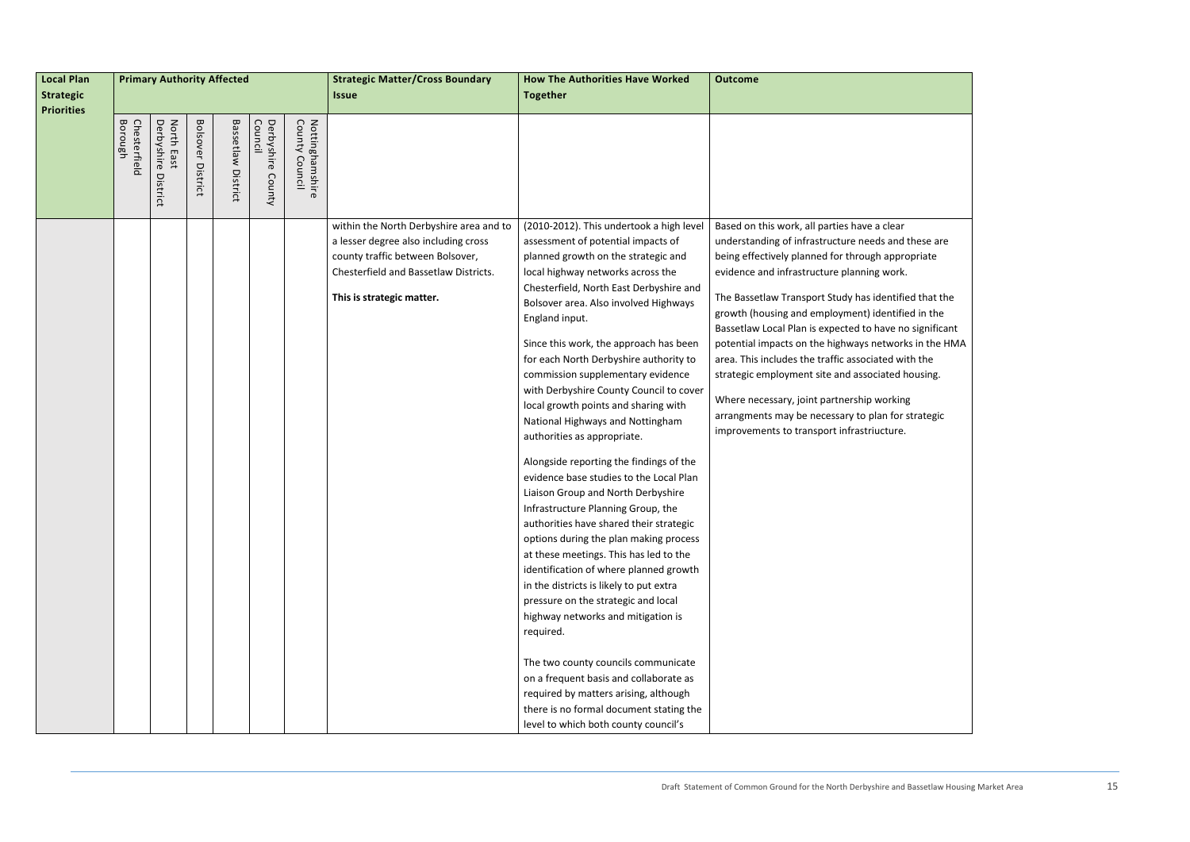| Local Plan Strategic Priorities | Primary Authority Affected | | | | | | Strategic Matter/Cross Boundary Issue | How The Authorities Have Worked Together | Outcome |
|---|---|---|---|---|---|---|---|---|---|
| | Chesterfield Borough | North East Derbyshire District | Bolsover District | Bassetlaw District | Derbyshire County Council | Nottinghamshire County Council | | | |
| | | | | | | | within the North Derbyshire area and to a lesser degree also including cross county traffic between Bolsover, Chesterfield and Bassetlaw Districts.<br><br>**This is strategic matter.** | (2010-2012). This undertook a high level assessment of potential impacts of planned growth on the strategic and local highway networks across the Chesterfield, North East Derbyshire and Bolsover area. Also involved Highways England input.<br><br>Since this work, the approach has been for each North Derbyshire authority to commission supplementary evidence with Derbyshire County Council to cover local growth points and sharing with National Highways and Nottingham authorities as appropriate.<br><br>Alongside reporting the findings of the evidence base studies to the Local Plan Liaison Group and North Derbyshire Infrastructure Planning Group, the authorities have shared their strategic options during the plan making process at these meetings. This has led to the identification of where planned growth in the districts is likely to put extra pressure on the strategic and local highway networks and mitigation is required.<br><br>The two county councils communicate on a frequent basis and collaborate as required by matters arising, although there is no formal document stating the level to which both county council's | Based on this work, all parties have a clear understanding of infrastructure needs and these are being effectively planned for through appropriate evidence and infrastructure planning work.<br><br>The Bassetlaw Transport Study has identified that the growth (housing and employment) identified in the Bassetlaw Local Plan is expected to have no significant potential impacts on the highways networks in the HMA area. This includes the traffic associated with the strategic employment site and associated housing.<br><br>Where necessary, joint partnership working arrangments may be necessary to plan for strategic improvements to transport infrastriucture. |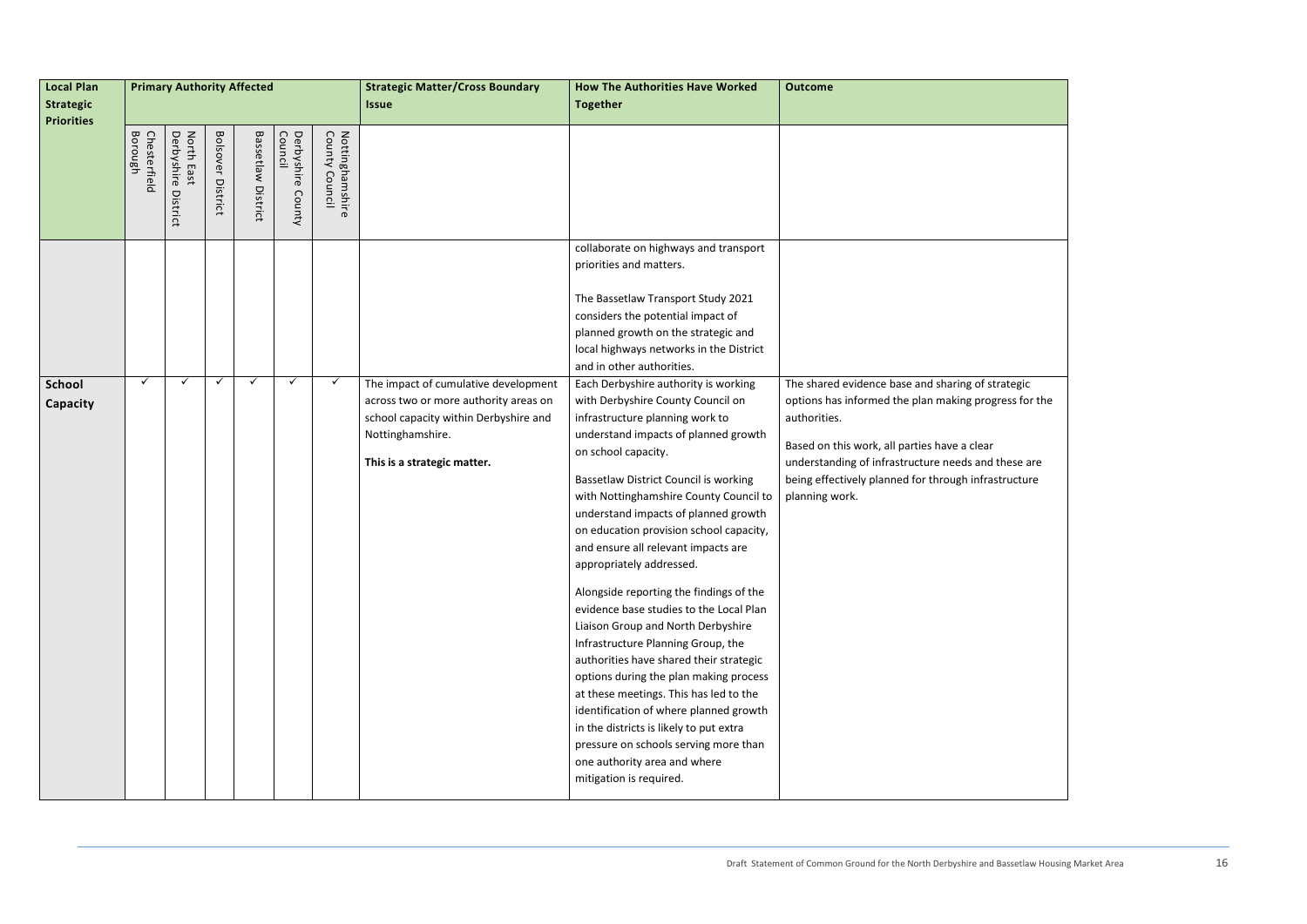| Local Plan Strategic Priorities | Primary Authority Affected | | | | | | Strategic Matter/Cross Boundary Issue | How The Authorities Have Worked Together | Outcome |
|---|---|---|---|---|---|---|---|---|---|
| | Chesterfield Borough | North East Derbyshire District | Bolsover District | Bassetlaw District | Derbyshire County Council | Nottinghamshire County Council | | | |
| | | | | | | | | collaborate on highways and transport priorities and matters.<br><br>The Bassetlaw Transport Study 2021 considers the potential impact of planned growth on the strategic and local highways networks in the District and in other authorities. | |
| **School Capacity** | ✓ | ✓ | ✓ | ✓ | ✓ | ✓ | The impact of cumulative development across two or more authority areas on school capacity within Derbyshire and Nottinghamshire.<br><br>**This is a strategic matter.** | Each Derbyshire authority is working with Derbyshire County Council on infrastructure planning work to understand impacts of planned growth on school capacity.<br><br>Bassetlaw District Council is working with Nottinghamshire County Council to understand impacts of planned growth on education provision school capacity, and ensure all relevant impacts are appropriately addressed.<br><br>Alongside reporting the findings of the evidence base studies to the Local Plan Liaison Group and North Derbyshire Infrastructure Planning Group, the authorities have shared their strategic options during the plan making process at these meetings. This has led to the identification of where planned growth in the districts is likely to put extra pressure on schools serving more than one authority area and where mitigation is required. | The shared evidence base and sharing of strategic options has informed the plan making progress for the authorities.<br><br>Based on this work, all parties have a clear understanding of infrastructure needs and these are being effectively planned for through infrastructure planning work. |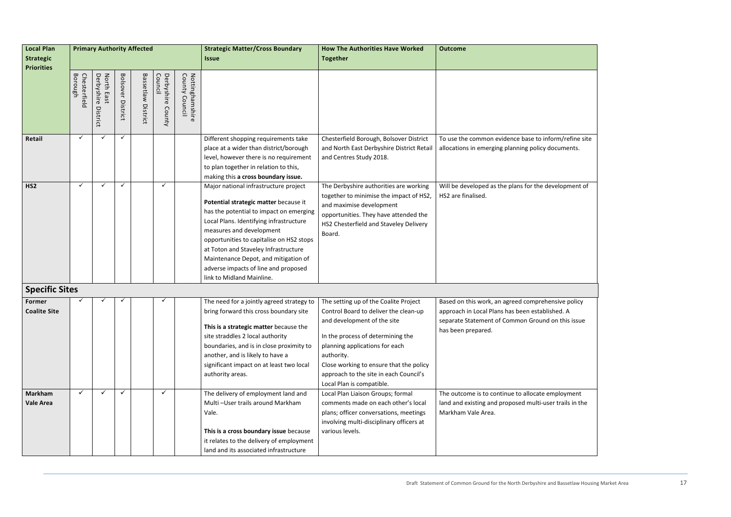| Local Plan Strategic Priorities | Primary Authority Affected | | | | | | Strategic Matter/Cross Boundary Issue | How The Authorities Have Worked Together | Outcome |
|---|---|---|---|---|---|---|---|---|---|
| | Chesterfield Borough | North East Derbyshire District | Bolsover District | Bassetlaw District | Derbyshire County Council | Nottinghamshire County Council | | | |
| **Retail** | ✓ | ✓ | ✓ | | | | Different shopping requirements take place at a wider than district/borough level, however there is no requirement to plan together in relation to this, making this **a cross boundary issue.** | Chesterfield Borough, Bolsover District and North East Derbyshire District Retail and Centres Study 2018. | To use the common evidence base to inform/refine site allocations in emerging planning policy documents. |
| **HS2** | ✓ | ✓ | ✓ | | ✓ | | Major national infrastructure project<br><br>**Potential strategic matter** because it has the potential to impact on emerging Local Plans. Identifying infrastructure measures and development opportunities to capitalise on HS2 stops at Toton and Staveley Infrastructure Maintenance Depot, and mitigation of adverse impacts of line and proposed link to Midland Mainline. | The Derbyshire authorities are working together to minimise the impact of HS2, and maximise development opportunities. They have attended the HS2 Chesterfield and Staveley Delivery Board. | Will be developed as the plans for the development of HS2 are finalised. |
| **Specific Sites** | | | | | | | | | |
| **Former Coalite Site** | ✓ | ✓ | ✓ | | ✓ | | The need for a jointly agreed strategy to bring forward this cross boundary site<br><br>**This is a strategic matter** because the site straddles 2 local authority boundaries, and is in close proximity to another, and is likely to have a significant impact on at least two local authority areas. | The setting up of the Coalite Project Control Board to deliver the clean-up and development of the site<br><br>In the process of determining the planning applications for each authority.<br>Close working to ensure that the policy approach to the site in each Council's Local Plan is compatible. | Based on this work, an agreed comprehensive policy approach in Local Plans has been established. A separate Statement of Common Ground on this issue has been prepared. |
| **Markham Vale Area** | ✓ | ✓ | ✓ | | ✓ | | The delivery of employment land and Multi –User trails around Markham Vale.<br><br>**This is a cross boundary issue** because it relates to the delivery of employment land and its associated infrastructure | Local Plan Liaison Groups; formal comments made on each other's local plans; officer conversations, meetings involving multi-disciplinary officers at various levels. | The outcome is to continue to allocate employment land and existing and proposed multi-user trails in the Markham Vale Area. |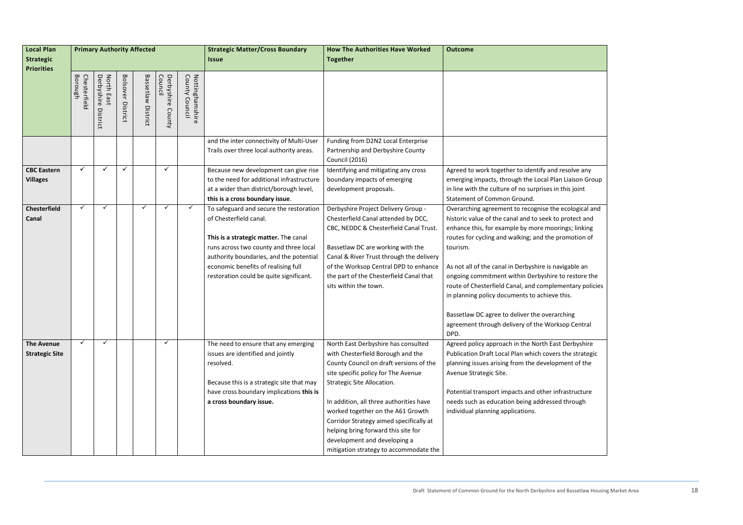| Local Plan Strategic Priorities | Primary Authority Affected | | | | | | Strategic Matter/Cross Boundary Issue | How The Authorities Have Worked Together | Outcome |
|---|---|---|---|---|---|---|---|---|---|
| | Chesterfield Borough | North East Derbyshire District | Bolsover District | Bassetlaw District | Derbyshire County Council | Nottinghamshire County Council | | | |
| | | | | | | | and the inter connectivity of Multi-User Trails over three local authority areas. | Funding from D2N2 Local Enterprise Partnership and Derbyshire County Council (2016) | |
| **CBC Eastern Villages** | ✓ | ✓ | ✓ | | ✓ | | Because new development can give rise to the need for additional infrastructure at a wider than district/borough level, **this is a cross boundary issue**. | Identifying and mitigating any cross boundary impacts of emerging development proposals. | Agreed to work together to identify and resolve any emerging impacts, through the Local Plan Liaison Group in line with the culture of no surprises in this joint Statement of Common Ground. |
| **Chesterfield Canal** | ✓ | ✓ | | ✓ | ✓ | ✓ | To safeguard and secure the restoration of Chesterfield canal.<br><br>**This is a strategic matter. The** canal runs across two county and three local authority boundaries, and the potential economic benefits of realising full restoration could be quite significant. | Derbyshire Project Delivery Group - Chesterfield Canal attended by DCC, CBC, NEDDC & Chesterfield Canal Trust.<br><br>Bassetlaw DC are working with the Canal & River Trust through the delivery of the Worksop Central DPD to enhance the part of the Chesterfield Canal that sits within the town. | Overarching agreement to recognise the ecological and historic value of the canal and to seek to protect and enhance this, for example by more moorings; linking routes for cycling and walking; and the promotion of tourism.<br><br>As not all of the canal in Derbyshire is navigable an ongoing commitment within Derbyshire to restore the route of Chesterfield Canal, and complementary policies in planning policy documents to achieve this.<br><br>Bassetlaw DC agree to deliver the overarching agreement through delivery of the Worksop Central DPD. |
| **The Avenue Strategic Site** | ✓ | ✓ | | | ✓ | | The need to ensure that any emerging issues are identified and jointly resolved.<br><br>Because this is a strategic site that may have cross boundary implications **this is a cross boundary issue.** | North East Derbyshire has consulted with Chesterfield Borough and the County Council on draft versions of the site specific policy for The Avenue Strategic Site Allocation.<br><br>In addition, all three authorities have worked together on the A61 Growth Corridor Strategy aimed specifically at helping bring forward this site for development and developing a mitigation strategy to accommodate the | Agreed policy approach in the North East Derbyshire Publication Draft Local Plan which covers the strategic planning issues arising from the development of the Avenue Strategic Site.<br><br>Potential transport impacts and other infrastructure needs such as education being addressed through individual planning applications. |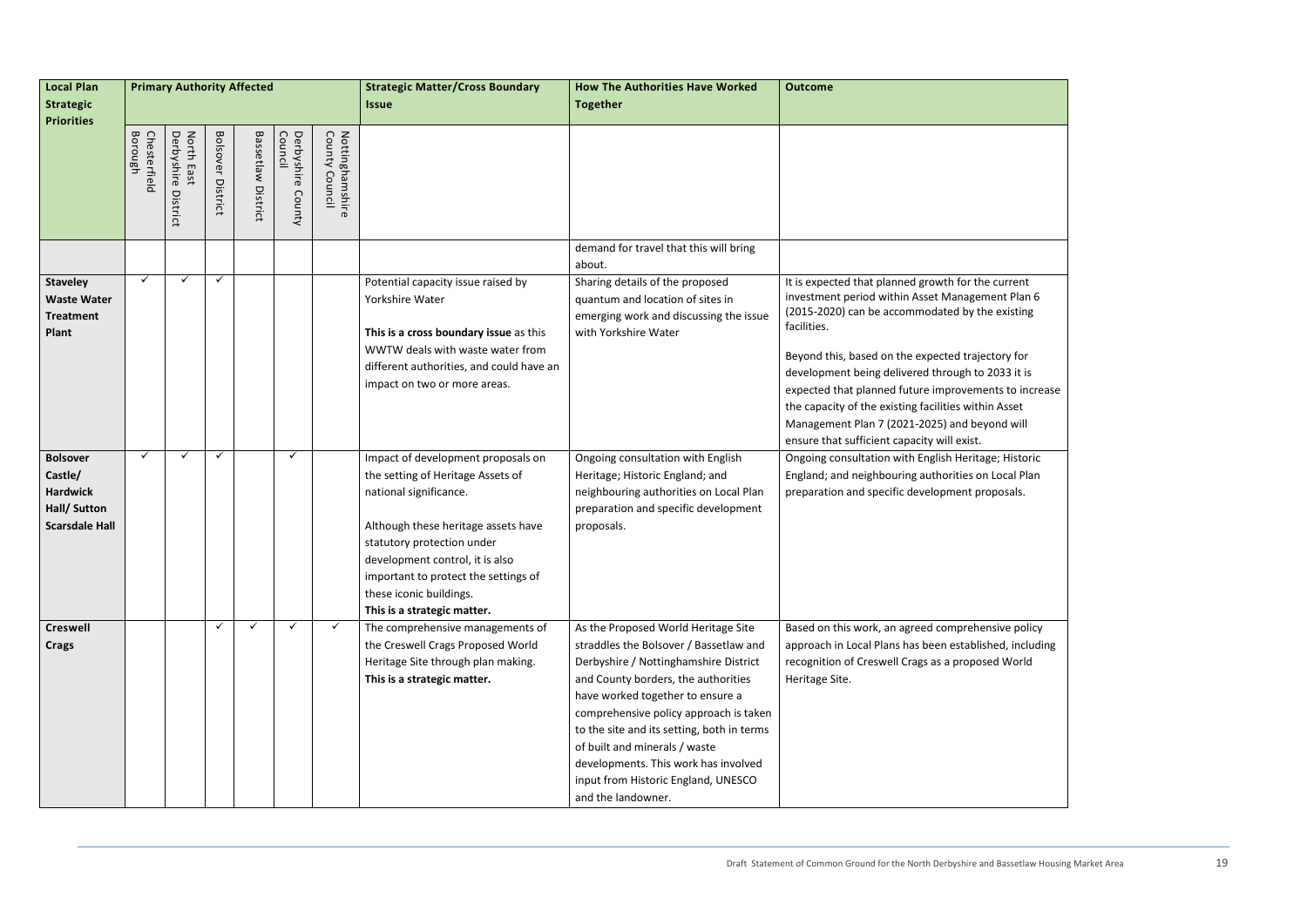| Local Plan Strategic Priorities | Primary Authority Affected | | | | | | Strategic Matter/Cross Boundary Issue | How The Authorities Have Worked Together | Outcome |
|---|---|---|---|---|---|---|---|---|---|
| | Chesterfield Borough | North East Derbyshire District | Bolsover District | Bassetlaw District | Derbyshire County Council | Nottinghamshire County Council | | | |
| | | | | | | | | demand for travel that this will bring about. | |
| **Staveley Waste Water Treatment Plant** | ✓ | ✓ | ✓ | | | | Potential capacity issue raised by Yorkshire Water<br><br>**This is a cross boundary issue** as this WWTW deals with waste water from different authorities, and could have an impact on two or more areas. | Sharing details of the proposed quantum and location of sites in emerging work and discussing the issue with Yorkshire Water | It is expected that planned growth for the current investment period within Asset Management Plan 6 (2015-2020) can be accommodated by the existing facilities.<br><br>Beyond this, based on the expected trajectory for development being delivered through to 2033 it is expected that planned future improvements to increase the capacity of the existing facilities within Asset Management Plan 7 (2021-2025) and beyond will ensure that sufficient capacity will exist. |
| **Bolsover Castle/ Hardwick Hall/ Sutton Scarsdale Hall** | ✓ | ✓ | ✓ | | ✓ | | Impact of development proposals on the setting of Heritage Assets of national significance.<br><br>Although these heritage assets have statutory protection under development control, it is also important to protect the settings of these iconic buildings.<br>**This is a strategic matter.** | Ongoing consultation with English Heritage; Historic England; and neighbouring authorities on Local Plan preparation and specific development proposals. | Ongoing consultation with English Heritage; Historic England; and neighbouring authorities on Local Plan preparation and specific development proposals. |
| **Creswell Crags** | | | ✓ | ✓ | ✓ | ✓ | The comprehensive managements of the Creswell Crags Proposed World Heritage Site through plan making.<br>**This is a strategic matter.** | As the Proposed World Heritage Site straddles the Bolsover / Bassetlaw and Derbyshire / Nottinghamshire District and County borders, the authorities have worked together to ensure a comprehensive policy approach is taken to the site and its setting, both in terms of built and minerals / waste developments. This work has involved input from Historic England, UNESCO and the landowner. | Based on this work, an agreed comprehensive policy approach in Local Plans has been established, including recognition of Creswell Crags as a proposed World Heritage Site. |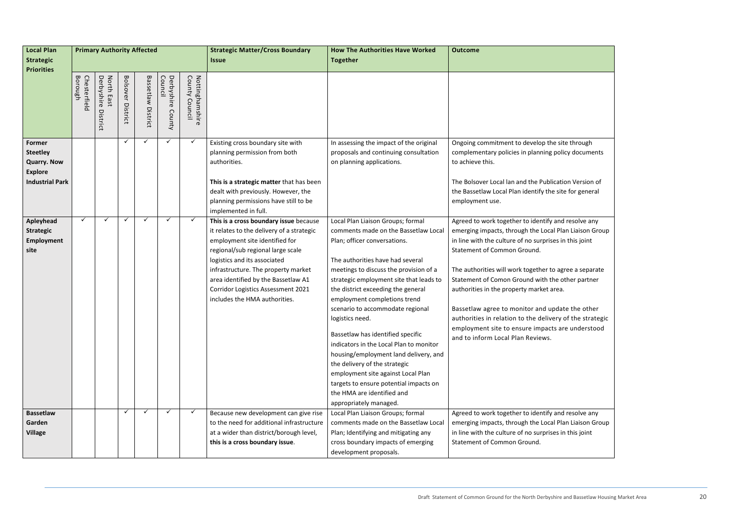| Local Plan Strategic Priorities | Primary Authority Affected | | | | | | Strategic Matter/Cross Boundary Issue | How The Authorities Have Worked Together | Outcome |
|---|---|---|---|---|---|---|---|---|---|
| | Chesterfield Borough | North East Derbyshire District | Bolsover District | Bassetlaw District | Derbyshire County Council | Nottinghamshire County Council | | | |
| **Former Steetley Quarry. Now Explore Industrial Park** | | | ✓ | ✓ | ✓ | ✓ | Existing cross boundary site with planning permission from both authorities.<br><br>**This is a strategic matter** that has been dealt with previously. However, the planning permissions have still to be implemented in full. | In assessing the impact of the original proposals and continuing consultation on planning applications. | Ongoing commitment to develop the site through complementary policies in planning policy documents to achieve this.<br><br>The Bolsover Local lan and the Publication Version of the Bassetlaw Local Plan identify the site for general employment use. |
| **Apleyhead Strategic Employment site** | ✓ | ✓ | ✓ | ✓ | ✓ | ✓ | **This is a cross boundary issue** because it relates to the delivery of a strategic employment site identified for regional/sub regional large scale logistics and its associated infrastructure. The property market area identified by the Bassetlaw A1 Corridor Logistics Assessment 2021 includes the HMA authorities. | Local Plan Liaison Groups; formal comments made on the Bassetlaw Local Plan; officer conversations.<br><br>The authorities have had several meetings to discuss the provision of a strategic employment site that leads to the district exceeding the general employment completions trend scenario to accommodate regional logistics need.<br><br>Bassetlaw has identified specific indicators in the Local Plan to monitor housing/employment land delivery, and the delivery of the strategic employment site against Local Plan targets to ensure potential impacts on the HMA are identified and appropriately managed. | Agreed to work together to identify and resolve any emerging impacts, through the Local Plan Liaison Group in line with the culture of no surprises in this joint Statement of Common Ground.<br><br>The authorities will work together to agree a separate Statement of Comon Ground with the other partner authorities in the property market area.<br><br>Bassetlaw agree to monitor and update the other authorities in relation to the delivery of the strategic employment site to ensure impacts are understood and to inform Local Plan Reviews. |
| **Bassetlaw Garden Village** | | | ✓ | ✓ | ✓ | ✓ | Because new development can give rise to the need for additional infrastructure at a wider than district/borough level, **this is a cross boundary issue**. | Local Plan Liaison Groups; formal comments made on the Bassetlaw Local Plan; Identifying and mitigating any cross boundary impacts of emerging development proposals. | Agreed to work together to identify and resolve any emerging impacts, through the Local Plan Liaison Group in line with the culture of no surprises in this joint Statement of Common Ground. |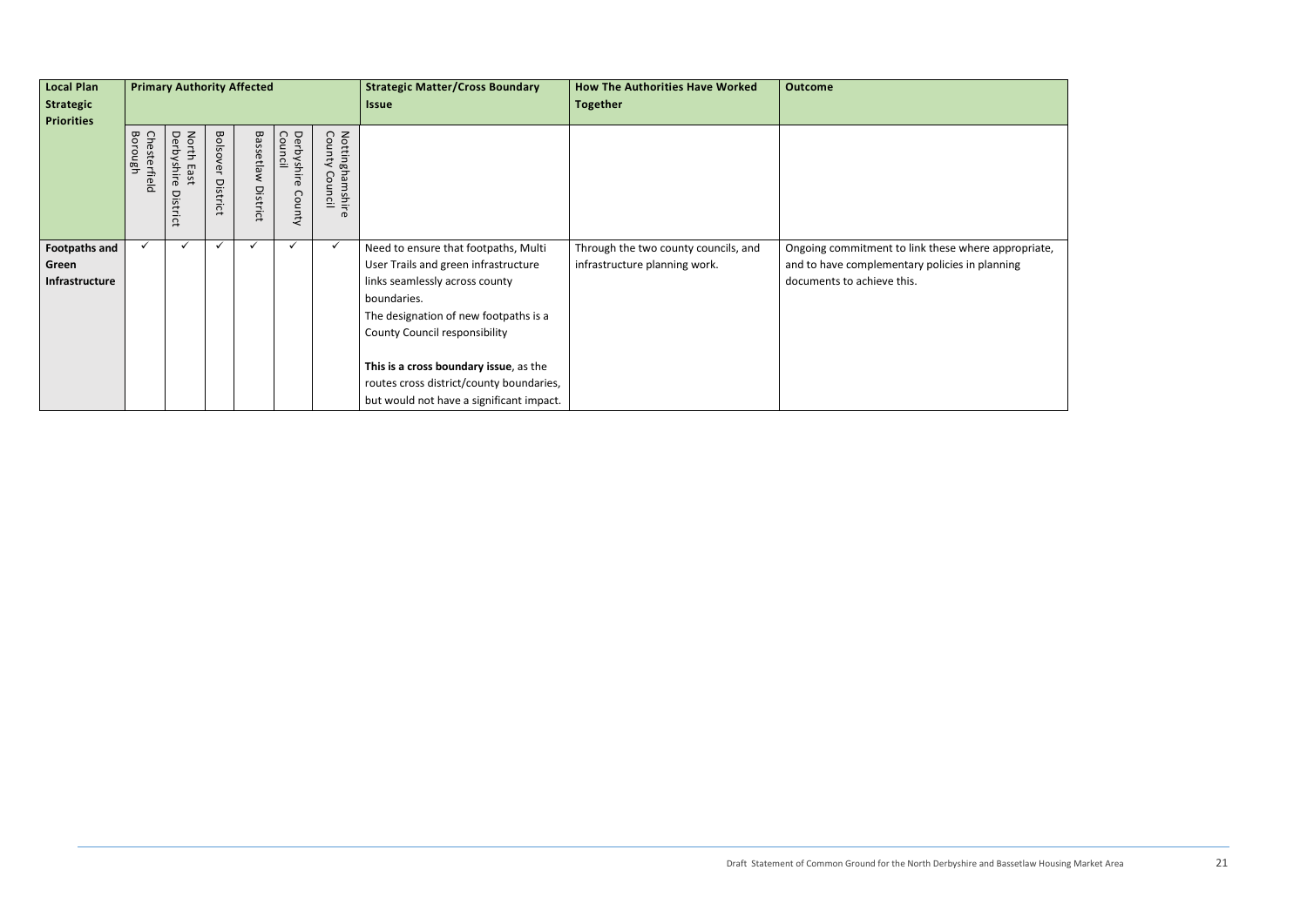| Local Plan Strategic Priorities | Primary Authority Affected | | | | | | Strategic Matter/Cross Boundary Issue | How The Authorities Have Worked Together | Outcome |
|---|---|---|---|---|---|---|---|---|---|
| | Chesterfield Borough | North East Derbyshire District | Bolsover District | Bassetlaw District | Derbyshire County Council | Nottinghamshire County Council | | | |
| **Footpaths and Green Infrastructure** | ✓ | ✓ | ✓ | ✓ | ✓ | ✓ | Need to ensure that footpaths, Multi User Trails and green infrastructure links seamlessly across county boundaries.<br>The designation of new footpaths is a County Council responsibility<br><br>**This is a cross boundary issue**, as the routes cross district/county boundaries, but would not have a significant impact. | Through the two county councils, and infrastructure planning work. | Ongoing commitment to link these where appropriate, and to have complementary policies in planning documents to achieve this. |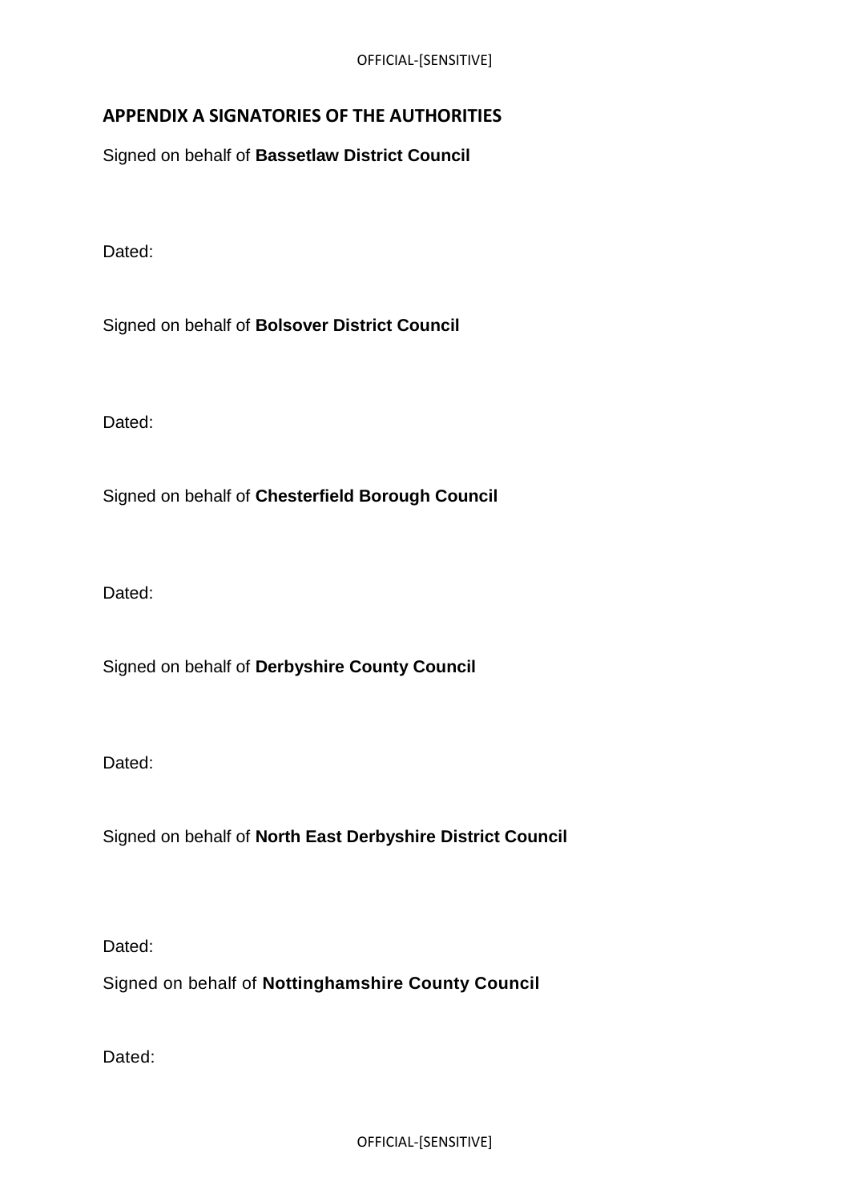## APPENDIX A SIGNATORIES OF THE AUTHORITIES

Signed on behalf of **Bassetlaw District Council**

Dated:

Signed on behalf of **Bolsover District Council**

Dated:

Signed on behalf of **Chesterfield Borough Council**

Dated:

Signed on behalf of **Derbyshire County Council**

Dated:

Signed on behalf of **North East Derbyshire District Council**

Dated:

Signed on behalf of **Nottinghamshire County Council**

Dated: